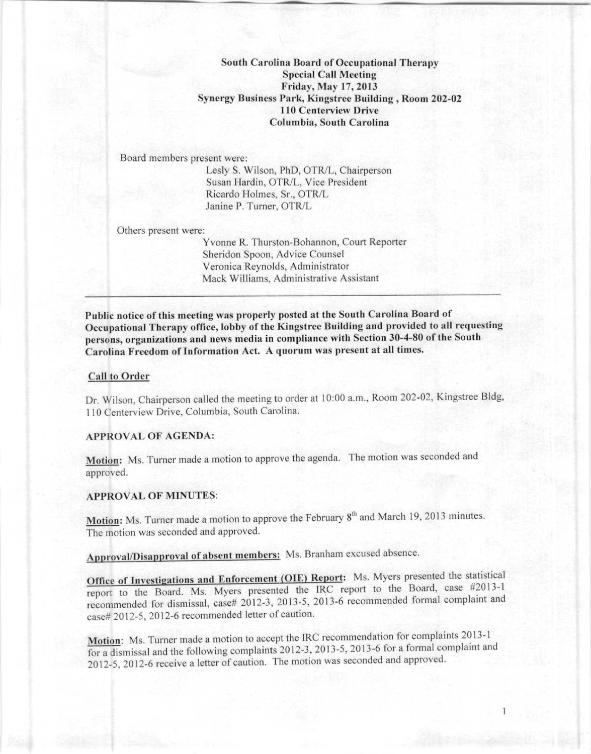**South Carolina Board of Occupational Therapy**
**Special Call Meeting**
**Friday, May 17, 2013**
**Synergy Business Park, Kingstree Building , Room 202-02**
**110 Centerview Drive**
**Columbia, South Carolina**

Board members present were:

Lesly S. Wilson, PhD, OTR/L, Chairperson
Susan Hardin, OTR/L, Vice President
Ricardo Holmes, Sr., OTR/L
Janine P. Turner, OTR/L

Others present were:

Yvonne R. Thurston-Bohannon, Court Reporter
Sheridon Spoon, Advice Counsel
Veronica Reynolds, Administrator
Mack Williams, Administrative Assistant

---

**Public notice of this meeting was properly posted at the South Carolina Board of Occupational Therapy office, lobby of the Kingstree Building and provided to all requesting persons, organizations and news media in compliance with Section 30-4-80 of the South Carolina Freedom of Information Act. A quorum was present at all times.**

## Call to Order

Dr. Wilson, Chairperson called the meeting to order at 10:00 a.m., Room 202-02, Kingstree Bldg, 110 Centerview Drive, Columbia, South Carolina.

## APPROVAL OF AGENDA:

**Motion:** Ms. Turner made a motion to approve the agenda. The motion was seconded and approved.

## APPROVAL OF MINUTES:

**Motion:** Ms. Turner made a motion to approve the February 8th and March 19, 2013 minutes. The motion was seconded and approved.

**Approval/Disapproval of absent members:** Ms. Branham excused absence.

**Office of Investigations and Enforcement (OIE) Report:** Ms. Myers presented the statistical report to the Board. Ms. Myers presented the IRC report to the Board, case #2013-1 recommended for dismissal, case# 2012-3, 2013-5, 2013-6 recommended formal complaint and case# 2012-5, 2012-6 recommended letter of caution.

**Motion**: Ms. Turner made a motion to accept the IRC recommendation for complaints 2013-1 for a dismissal and the following complaints 2012-3, 2013-5, 2013-6 for a formal complaint and 2012-5, 2012-6 receive a letter of caution. The motion was seconded and approved.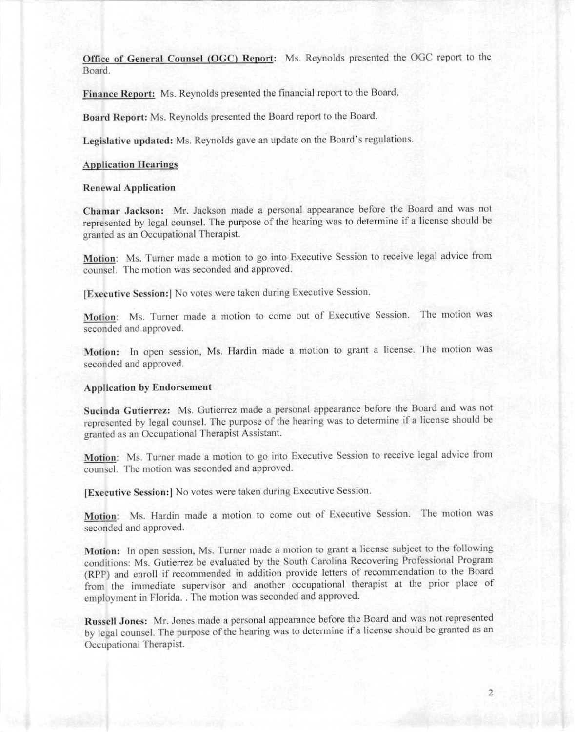**Office of General Counsel (OGC) Report:** Ms. Reynolds presented the OGC report to the Board.

**Finance Report:** Ms. Reynolds presented the financial report to the Board.

**Board Report:** Ms. Reynolds presented the Board report to the Board.

**Legislative updated:** Ms. Reynolds gave an update on the Board's regulations.

**Application Hearings**

**Renewal Application**

**Chamar Jackson:** Mr. Jackson made a personal appearance before the Board and was not represented by legal counsel. The purpose of the hearing was to determine if a license should be granted as an Occupational Therapist.

**Motion**: Ms. Turner made a motion to go into Executive Session to receive legal advice from counsel. The motion was seconded and approved.

**[Executive Session:]** No votes were taken during Executive Session.

**Motion**: Ms. Turner made a motion to come out of Executive Session. The motion was seconded and approved.

**Motion:** In open session, Ms. Hardin made a motion to grant a license. The motion was seconded and approved.

**Application by Endorsement**

**Sucinda Gutierrez:** Ms. Gutierrez made a personal appearance before the Board and was not represented by legal counsel. The purpose of the hearing was to determine if a license should be granted as an Occupational Therapist Assistant.

**Motion**: Ms. Turner made a motion to go into Executive Session to receive legal advice from counsel. The motion was seconded and approved.

**[Executive Session:]** No votes were taken during Executive Session.

**Motion**: Ms. Hardin made a motion to come out of Executive Session. The motion was seconded and approved.

**Motion:** In open session, Ms. Turner made a motion to grant a license subject to the following conditions: Ms. Gutierrez be evaluated by the South Carolina Recovering Professional Program (RPP) and enroll if recommended in addition provide letters of recommendation to the Board from the immediate supervisor and another occupational therapist at the prior place of employment in Florida. . The motion was seconded and approved.

**Russell Jones:** Mr. Jones made a personal appearance before the Board and was not represented by legal counsel. The purpose of the hearing was to determine if a license should be granted as an Occupational Therapist.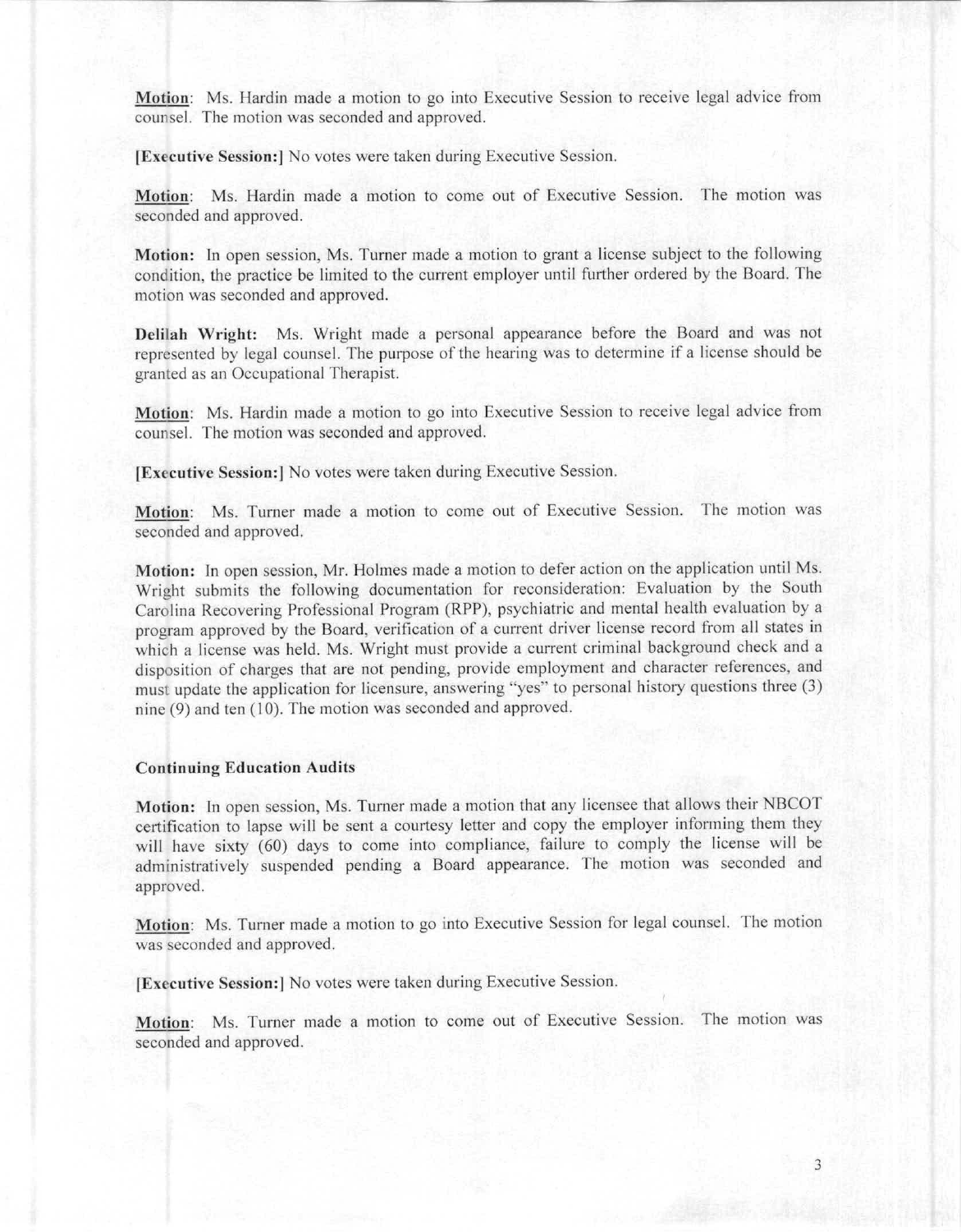<u>**Motion**</u>: Ms. Hardin made a motion to go into Executive Session to receive legal advice from counsel. The motion was seconded and approved.

**[Executive Session:]** No votes were taken during Executive Session.

<u>**Motion**</u>: Ms. Hardin made a motion to come out of Executive Session. The motion was seconded and approved.

**Motion:** In open session, Ms. Turner made a motion to grant a license subject to the following condition, the practice be limited to the current employer until further ordered by the Board. The motion was seconded and approved.

**Delilah Wright:** Ms. Wright made a personal appearance before the Board and was not represented by legal counsel. The purpose of the hearing was to determine if a license should be granted as an Occupational Therapist.

<u>**Motion**</u>: Ms. Hardin made a motion to go into Executive Session to receive legal advice from counsel. The motion was seconded and approved.

**[Executive Session:]** No votes were taken during Executive Session.

<u>**Motion**</u>: Ms. Turner made a motion to come out of Executive Session. The motion was seconded and approved.

**Motion:** In open session, Mr. Holmes made a motion to defer action on the application until Ms. Wright submits the following documentation for reconsideration: Evaluation by the South Carolina Recovering Professional Program (RPP), psychiatric and mental health evaluation by a program approved by the Board, verification of a current driver license record from all states in which a license was held. Ms. Wright must provide a current criminal background check and a disposition of charges that are not pending, provide employment and character references, and must update the application for licensure, answering "yes" to personal history questions three (3) nine (9) and ten (10). The motion was seconded and approved.

**Continuing Education Audits**

**Motion:** In open session, Ms. Turner made a motion that any licensee that allows their NBCOT certification to lapse will be sent a courtesy letter and copy the employer informing them they will have sixty (60) days to come into compliance, failure to comply the license will be administratively suspended pending a Board appearance. The motion was seconded and approved.

<u>**Motion**</u>: Ms. Turner made a motion to go into Executive Session for legal counsel. The motion was seconded and approved.

**[Executive Session:]** No votes were taken during Executive Session.

<u>**Motion**</u>: Ms. Turner made a motion to come out of Executive Session. The motion was seconded and approved.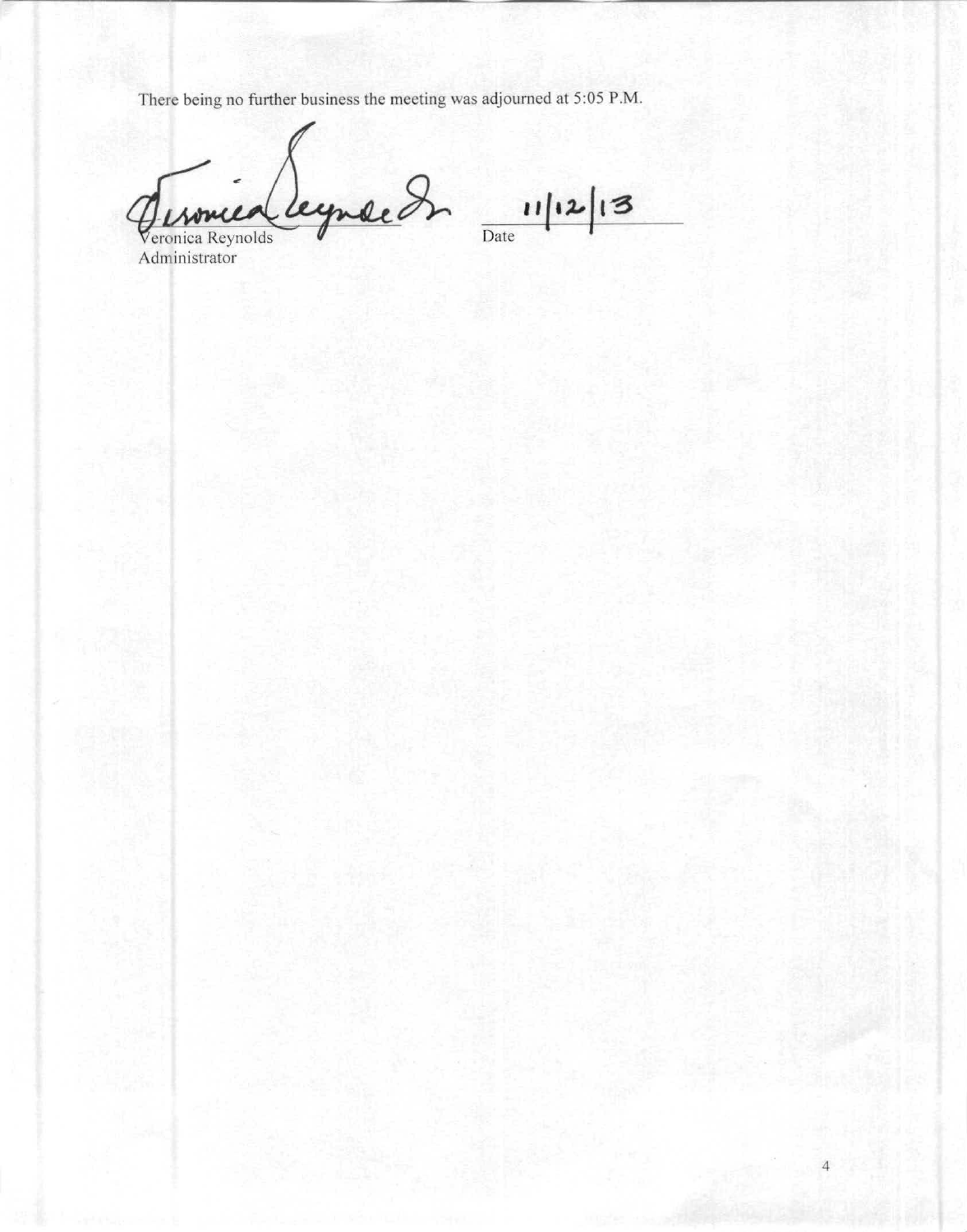There being no further business the meeting was adjourned at 5:05 P.M.

Veronica Reynolds
Administrator

11/12/13
Date